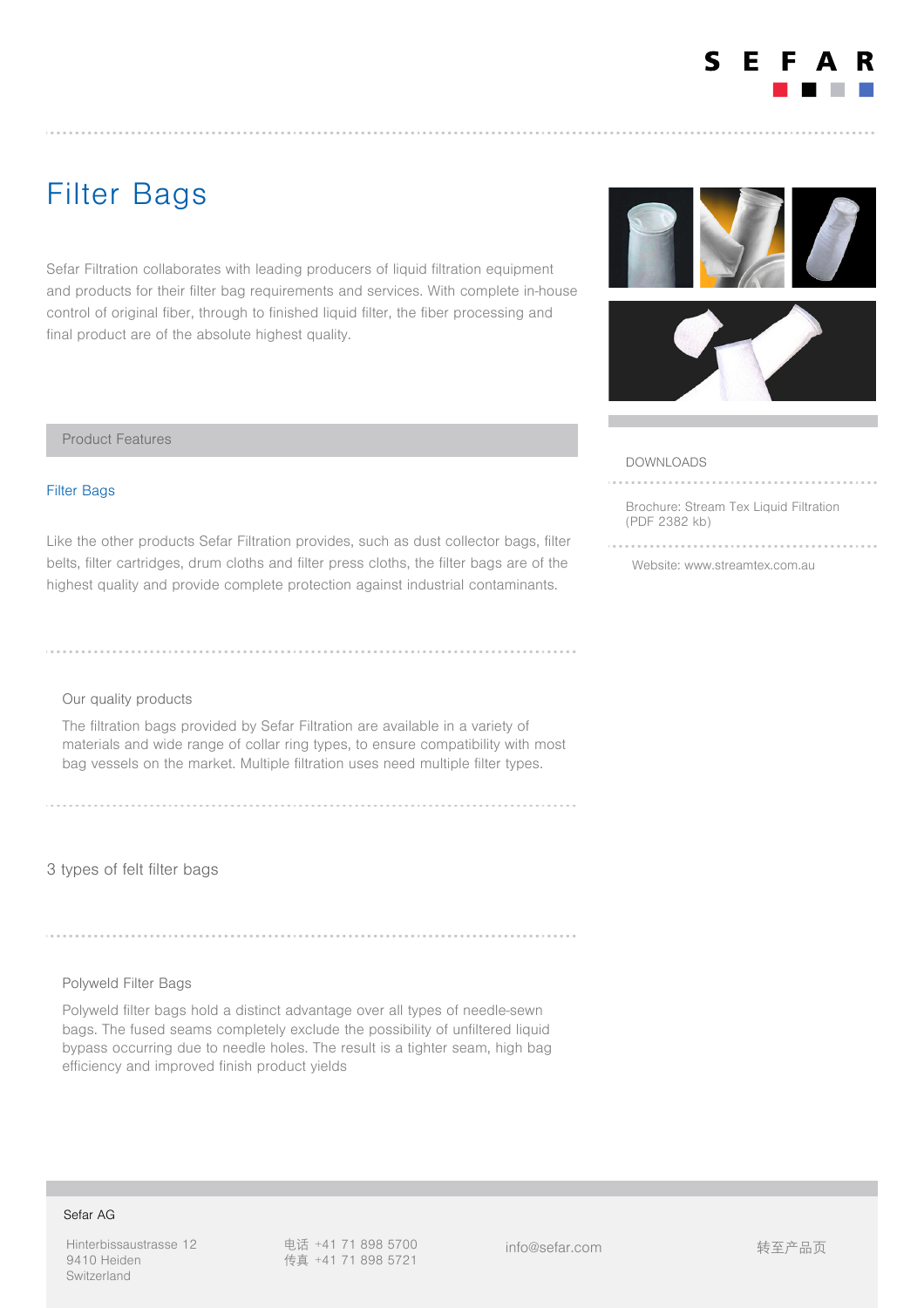# Filter Bags

Sefar Filtration collaborates with leading producers of liquid filtration equipment and products for their filter bag requirements and services. With complete in-house control of original fiber, through to finished liquid filter, the fiber processing and final product are of the absolute highest quality.

Product Features

### Filter Bags

Like the other products Sefar Filtration provides, such as dust collector bags, filter belts, filter cartridges, drum cloths and filter press cloths, the filter bags are of the highest quality and provide complete protection against industrial contaminants.

#### Our quality products

The filtration bags provided by Sefar Filtration are available in a variety of materials and wide range of collar ring types, to ensure compatibility with most bag vessels on the market. Multiple filtration uses need multiple filter types.

### 3 types of felt filter bags

#### Polyweld Filter Bags

Polyweld filter bags hold a distinct advantage over all types of needle-sewn bags. The fused seams completely exclude the possibility of unfiltered liquid bypass occurring due to needle holes. The result is a tighter seam, high bag efficiency and improved finish product yields

DOWNLOADS

Brochure: Stream Tex Liquid Filtration (PDF 2382 kb)

Website: www.streamtex.com.au

Sefar AG

Hinterbissaustrasse 12
9410 Heiden
Switzerland

电话 +41 71 898 5700
传真 +41 71 898 5721

info@sefar.com

转至产品页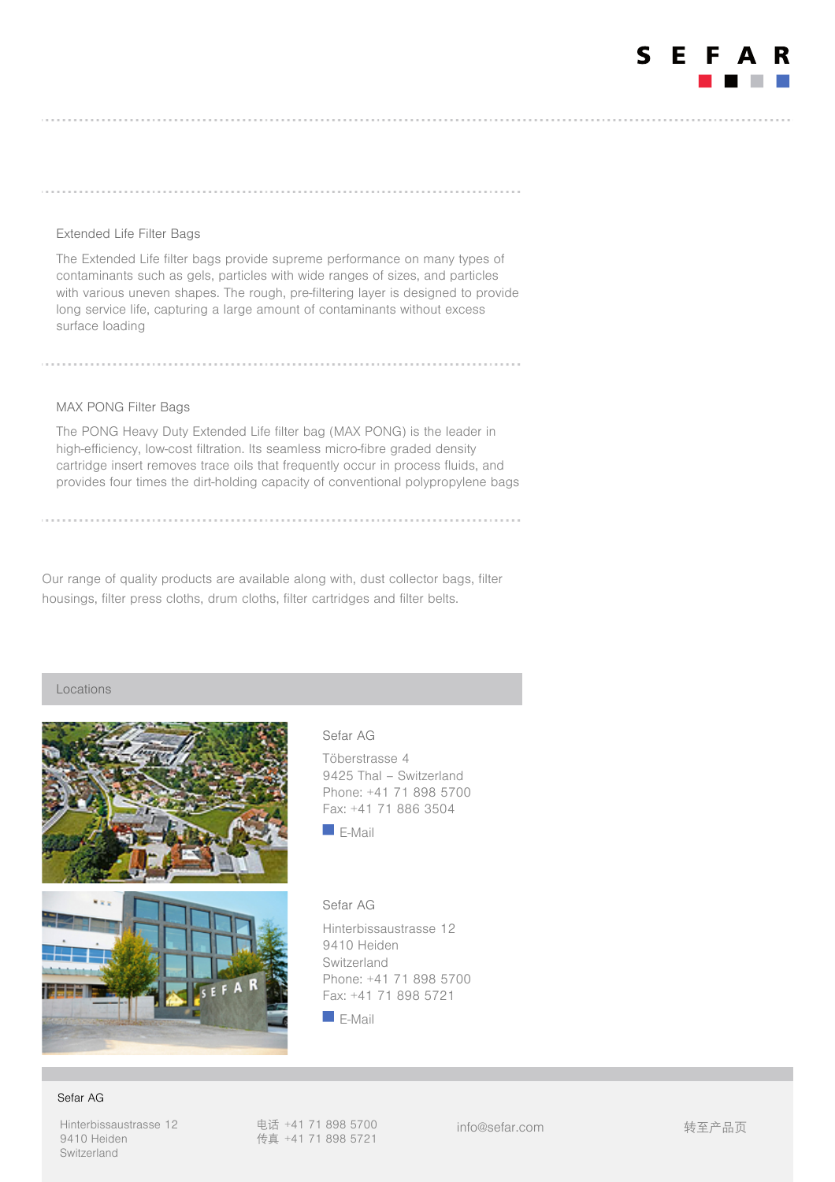### Extended Life Filter Bags

The Extended Life filter bags provide supreme performance on many types of contaminants such as gels, particles with wide ranges of sizes, and particles with various uneven shapes. The rough, pre-filtering layer is designed to provide long service life, capturing a large amount of contaminants without excess surface loading

### MAX PONG Filter Bags

The PONG Heavy Duty Extended Life filter bag (MAX PONG) is the leader in high-efficiency, low-cost filtration. Its seamless micro-fibre graded density cartridge insert removes trace oils that frequently occur in process fluids, and provides four times the dirt-holding capacity of conventional polypropylene bags

Our range of quality products are available along with, dust collector bags, filter housings, filter press cloths, drum cloths, filter cartridges and filter belts.

## Locations

**Sefar AG**

Töberstrasse 4
9425 Thal – Switzerland
Phone: +41 71 898 5700
Fax: +41 71 886 3504

E-Mail

**Sefar AG**

Hinterbissaustrasse 12
9410 Heiden
Switzerland
Phone: +41 71 898 5700
Fax: +41 71 898 5721

E-Mail

**Sefar AG**

Hinterbissaustrasse 12
9410 Heiden
Switzerland

电话 +41 71 898 5700
传真 +41 71 898 5721

info@sefar.com

转至产品页